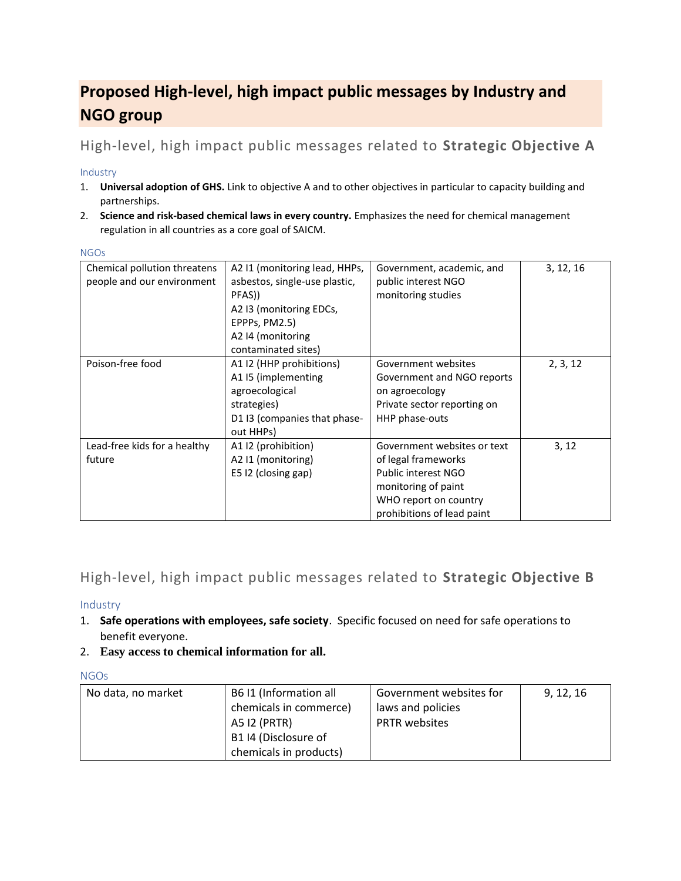# Proposed High-level, high impact public messages by Industry and NGO group

## High-level, high impact public messages related to **Strategic Objective A**

### Industry

1. **Universal adoption of GHS.** Link to objective A and to other objectives in particular to capacity building and partnerships.
2. **Science and risk-based chemical laws in every country.** Emphasizes the need for chemical management regulation in all countries as a core goal of SAICM.

### NGOs

| | | | |
|---|---|---|---|
| Chemical pollution threatens people and our environment | A2 I1 (monitoring lead, HHPs, asbestos, single-use plastic, PFAS))<br>A2 I3 (monitoring EDCs, EPPPs, PM2.5)<br>A2 I4 (monitoring contaminated sites) | Government, academic, and public interest NGO monitoring studies | 3, 12, 16 |
| Poison-free food | A1 I2 (HHP prohibitions)<br>A1 I5 (implementing agroecological strategies)<br>D1 I3 (companies that phase-out HHPs) | Government websites<br>Government and NGO reports on agroecology<br>Private sector reporting on HHP phase-outs | 2, 3, 12 |
| Lead-free kids for a healthy future | A1 I2 (prohibition)<br>A2 I1 (monitoring)<br>E5 I2 (closing gap) | Government websites or text of legal frameworks<br>Public interest NGO monitoring of paint<br>WHO report on country prohibitions of lead paint | 3, 12 |

## High-level, high impact public messages related to **Strategic Objective B**

### Industry

1. **Safe operations with employees, safe society**. Specific focused on need for safe operations to benefit everyone.
2. **Easy access to chemical information for all.**

### NGOs

| | | | |
|---|---|---|---|
| No data, no market | B6 I1 (Information all chemicals in commerce)<br>A5 I2 (PRTR)<br>B1 I4 (Disclosure of chemicals in products) | Government websites for laws and policies<br>PRTR websites | 9, 12, 16 |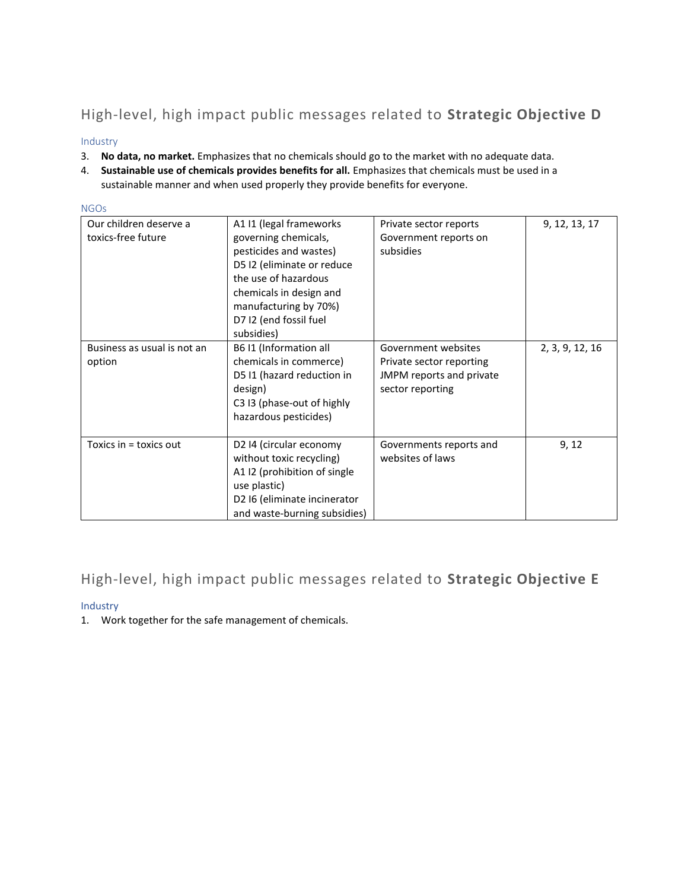## High-level, high impact public messages related to **Strategic Objective D**

### Industry

3. **No data, no market.** Emphasizes that no chemicals should go to the market with no adequate data.
4. **Sustainable use of chemicals provides benefits for all.** Emphasizes that chemicals must be used in a sustainable manner and when used properly they provide benefits for everyone.

### NGOs

| | | | |
|---|---|---|---|
| Our children deserve a toxics-free future | A1 I1 (legal frameworks governing chemicals, pesticides and wastes)<br>D5 I2 (eliminate or reduce the use of hazardous chemicals in design and manufacturing by 70%)<br>D7 I2 (end fossil fuel subsidies) | Private sector reports<br>Government reports on subsidies | 9, 12, 13, 17 |
| Business as usual is not an option | B6 I1 (Information all chemicals in commerce)<br>D5 I1 (hazard reduction in design)<br>C3 I3 (phase-out of highly hazardous pesticides) | Government websites<br>Private sector reporting<br>JMPM reports and private sector reporting | 2, 3, 9, 12, 16 |
| Toxics in = toxics out | D2 I4 (circular economy without toxic recycling)<br>A1 I2 (prohibition of single use plastic)<br>D2 I6 (eliminate incinerator and waste-burning subsidies) | Governments reports and websites of laws | 9, 12 |

## High-level, high impact public messages related to **Strategic Objective E**

### Industry

1. Work together for the safe management of chemicals.